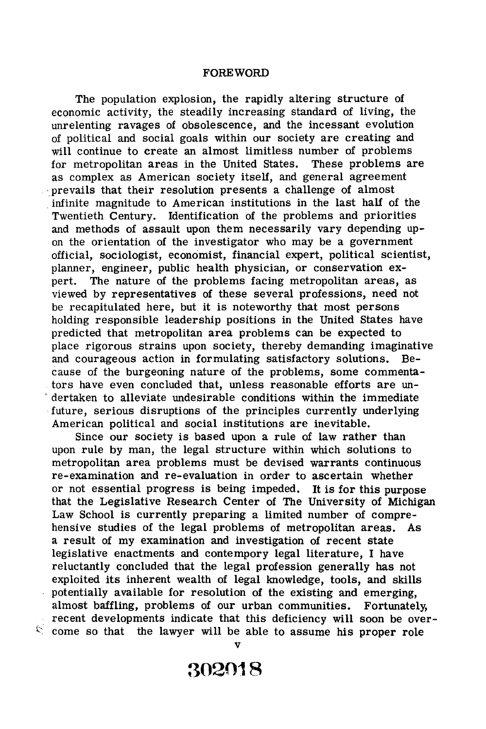# FOREWORD

The population explosion, the rapidly altering structure of economic activity, the steadily increasing standard of living, the unrelenting ravages of obsolescence, and the incessant evolution of political and social goals within our society are creating and will continue to create an almost limitless number of problems for metropolitan areas in the United States. These problems are as complex as American society itself, and general agreement prevails that their resolution presents a challenge of almost infinite magnitude to American institutions in the last half of the Twentieth Century. Identification of the problems and priorities and methods of assault upon them necessarily vary depending upon the orientation of the investigator who may be a government official, sociologist, economist, financial expert, political scientist, planner, engineer, public health physician, or conservation expert. The nature of the problems facing metropolitan areas, as viewed by representatives of these several professions, need not be recapitulated here, but it is noteworthy that most persons holding responsible leadership positions in the United States have predicted that metropolitan area problems can be expected to place rigorous strains upon society, thereby demanding imaginative and courageous action in formulating satisfactory solutions. Because of the burgeoning nature of the problems, some commentators have even concluded that, unless reasonable efforts are undertaken to alleviate undesirable conditions within the immediate future, serious disruptions of the principles currently underlying American political and social institutions are inevitable.

Since our society is based upon a rule of law rather than upon rule by man, the legal structure within which solutions to metropolitan area problems must be devised warrants continuous re-examination and re-evaluation in order to ascertain whether or not essential progress is being impeded. It is for this purpose that the Legislative Research Center of The University of Michigan Law School is currently preparing a limited number of comprehensive studies of the legal problems of metropolitan areas. As a result of my examination and investigation of recent state legislative enactments and contempory legal literature, I have reluctantly concluded that the legal profession generally has not exploited its inherent wealth of legal knowledge, tools, and skills potentially available for resolution of the existing and emerging, almost baffling, problems of our urban communities. Fortunately, recent developments indicate that this deficiency will soon be overcome so that the lawyer will be able to assume his proper role

302018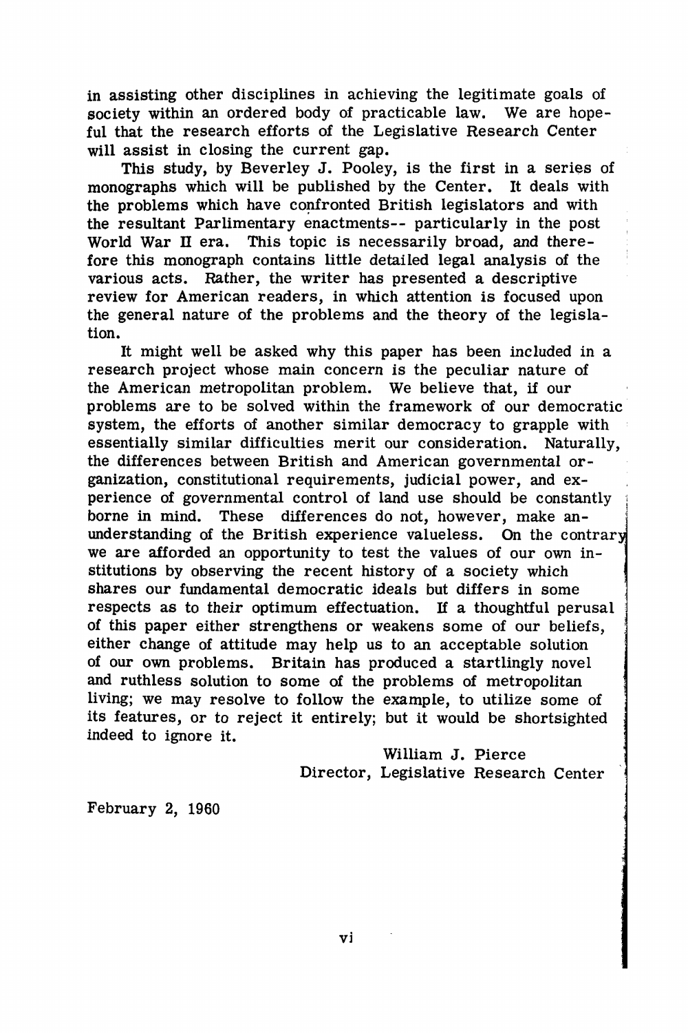in assisting other disciplines in achieving the legitimate goals of society within an ordered body of practicable law. We are hopeful that the research efforts of the Legislative Research Center will assist in closing the current gap.

This study, by Beverley J. Pooley, is the first in a series of monographs which will be published by the Center. It deals with the problems which have confronted British legislators and with the resultant Parlimentary enactments-- particularly in the post World War II era. This topic is necessarily broad, and therefore this monograph contains little detailed legal analysis of the various acts. Rather, the writer has presented a descriptive review for American readers, in which attention is focused upon the general nature of the problems and the theory of the legislation.

It might well be asked why this paper has been included in a research project whose main concern is the peculiar nature of the American metropolitan problem. We believe that, if our problems are to be solved within the framework of our democratic system, the efforts of another similar democracy to grapple with essentially similar difficulties merit our consideration. Naturally, the differences between British and American governmental organization, constitutional requirements, judicial power, and experience of governmental control of land use should be constantly borne in mind. These differences do not, however, make an understanding of the British experience valueless. On the contrary we are afforded an opportunity to test the values of our own institutions by observing the recent history of a society which shares our fundamental democratic ideals but differs in some respects as to their optimum effectuation. If a thoughtful perusal of this paper either strengthens or weakens some of our beliefs, either change of attitude may help us to an acceptable solution of our own problems. Britain has produced a startlingly novel and ruthless solution to some of the problems of metropolitan living; we may resolve to follow the example, to utilize some of its features, or to reject it entirely; but it would be shortsighted indeed to ignore it.

William J. Pierce
Director, Legislative Research Center

February 2, 1960